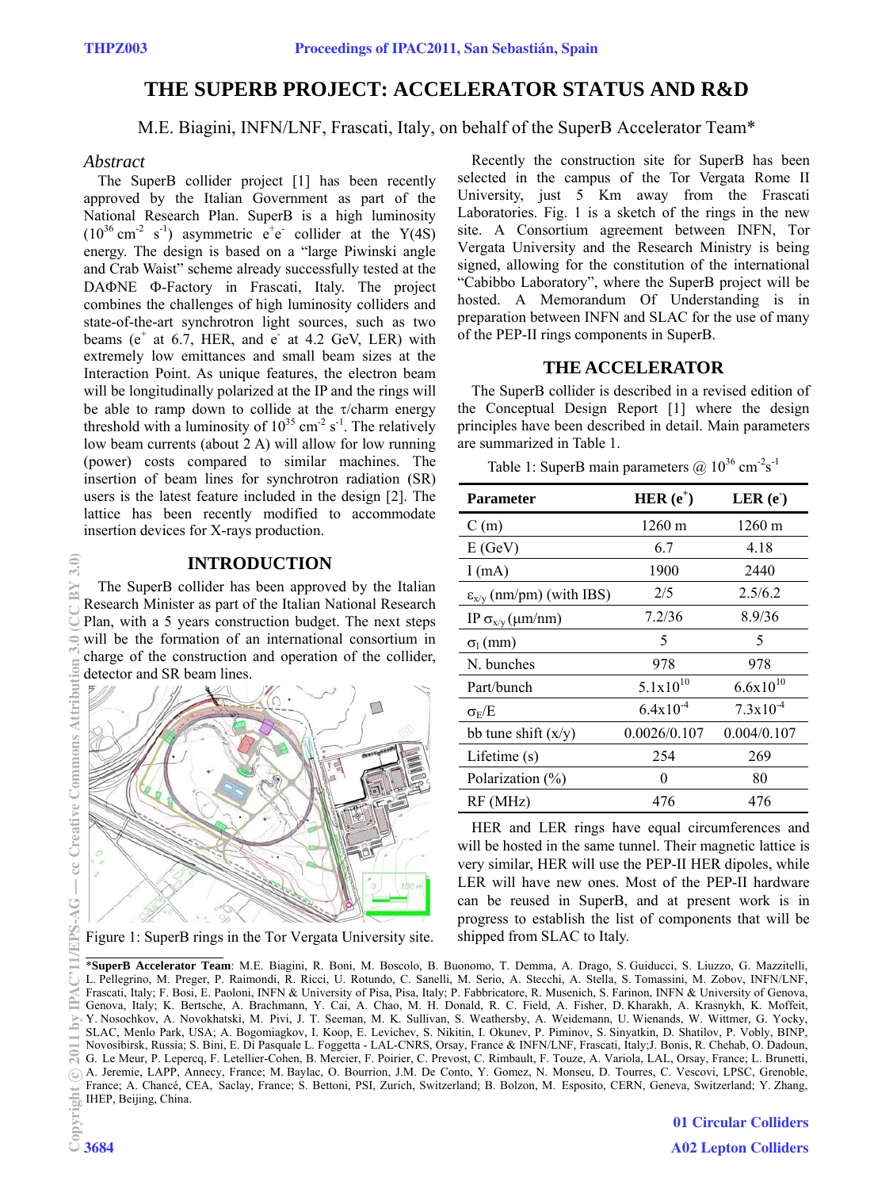# THE SUPERB PROJECT: ACCELERATOR STATUS AND R&D

M.E. Biagini, INFN/LNF, Frascati, Italy, on behalf of the SuperB Accelerator Team*

## *Abstract*

The SuperB collider project [1] has been recently approved by the Italian Government as part of the National Research Plan. SuperB is a high luminosity ($10^{36}$ cm$^{-2}$ s$^{-1}$) asymmetric $e^+e^-$ collider at the Y(4S) energy. The design is based on a "large Piwinski angle and Crab Waist" scheme already successfully tested at the DAΦNE Φ-Factory in Frascati, Italy. The project combines the challenges of high luminosity colliders and state-of-the-art synchrotron light sources, such as two beams ($e^+$ at 6.7, HER, and $e^-$ at 4.2 GeV, LER) with extremely low emittances and small beam sizes at the Interaction Point. As unique features, the electron beam will be longitudinally polarized at the IP and the rings will be able to ramp down to collide at the τ/charm energy threshold with a luminosity of $10^{35}$ cm$^{-2}$ s$^{-1}$. The relatively low beam currents (about 2 A) will allow for low running (power) costs compared to similar machines. The insertion of beam lines for synchrotron radiation (SR) users is the latest feature included in the design [2]. The lattice has been recently modified to accommodate insertion devices for X-rays production.

## INTRODUCTION

The SuperB collider has been approved by the Italian Research Minister as part of the Italian National Research Plan, with a 5 years construction budget. The next steps will be the formation of an international consortium in charge of the construction and operation of the collider, detector and SR beam lines.

Figure 1: SuperB rings in the Tor Vergata University site.

Recently the construction site for SuperB has been selected in the campus of the Tor Vergata Rome II University, just 5 Km away from the Frascati Laboratories. Fig. 1 is a sketch of the rings in the new site. A Consortium agreement between INFN, Tor Vergata University and the Research Ministry is being signed, allowing for the constitution of the international "Cabibbo Laboratory", where the SuperB project will be hosted. A Memorandum Of Understanding is in preparation between INFN and SLAC for the use of many of the PEP-II rings components in SuperB.

## THE ACCELERATOR

The SuperB collider is described in a revised edition of the Conceptual Design Report [1] where the design principles have been described in detail. Main parameters are summarized in Table 1.

Table 1: SuperB main parameters @ $10^{36}$ cm$^{-2}$s$^{-1}$

| Parameter | HER ($e^+$) | LER ($e^-$) |
|---|---|---|
| C (m) | 1260 m | 1260 m |
| E (GeV) | 6.7 | 4.18 |
| I (mA) | 1900 | 2440 |
| $\varepsilon_{x/y}$ (nm/pm) (with IBS) | 2/5 | 2.5/6.2 |
| IP $\sigma_{x/y}$ (μm/nm) | 7.2/36 | 8.9/36 |
| $\sigma_l$ (mm) | 5 | 5 |
| N. bunches | 978 | 978 |
| Part/bunch | $5.1\times10^{10}$ | $6.6\times10^{10}$ |
| $\sigma_E$/E | $6.4\times10^{-4}$ | $7.3\times10^{-4}$ |
| bb tune shift (x/y) | 0.0026/0.107 | 0.004/0.107 |
| Lifetime (s) | 254 | 269 |
| Polarization (%) | 0 | 80 |
| RF (MHz) | 476 | 476 |

HER and LER rings have equal circumferences and will be hosted in the same tunnel. Their magnetic lattice is very similar, HER will use the PEP-II HER dipoles, while LER will have new ones. Most of the PEP-II hardware can be reused in SuperB, and at present work is in progress to establish the list of components that will be shipped from SLAC to Italy.

*\*SuperB Accelerator Team*: M.E. Biagini, R. Boni, M. Boscolo, B. Buonomo, T. Demma, A. Drago, S. Guiducci, S. Liuzzo, G. Mazzitelli, L. Pellegrino, M. Preger, P. Raimondi, R. Ricci, U. Rotundo, C. Sanelli, M. Serio, A. Stecchi, A. Stella, S. Tomassini, M. Zobov, INFN/LNF, Frascati, Italy; F. Bosi, E. Paoloni, INFN & University of Pisa, Pisa, Italy; P. Fabbricatore, R. Musenich, S. Farinon, INFN & University of Genova, Genova, Italy; K. Bertsche, A. Brachmann, Y. Cai, A. Chao, M. H. Donald, R. C. Field, A. Fisher, D. Kharakh, A. Krasnykh, K. Moffeit, Y. Nosochkov, A. Novokhatski, M. Pivi, J. T. Seeman, M. K. Sullivan, S. Weathersby, A. Weidemann, U. Wienands, W. Wittmer, G. Yocky, SLAC, Menlo Park, USA; A. Bogomiagkov, I. Koop, E. Levichev, S. Nikitin, I. Okunev, P. Piminov, S. Sinyatkin, D. Shatilov, P. Vobly, BINP, Novosibirsk, Russia; S. Bini, E. Di Pasquale L. Foggetta - LAL-CNRS, Orsay, France & INFN/LNF, Frascati, Italy;J. Bonis, R. Chehab, O. Dadoun, G. Le Meur, P. Lepercq, F. Letellier-Cohen, B. Mercier, F. Poirier, C. Prevost, C. Rimbault, F. Touze, A. Variola, LAL, Orsay, France; L. Brunetti, A. Jeremie, LAPP, Annecy, France; M. Baylac, O. Bourrion, J.M. De Conto, Y. Gomez, N. Monseu, D. Tourres, C. Vescovi, LPSC, Grenoble, France; A. Chancé, CEA, Saclay, France; S. Bettoni, PSI, Zurich, Switzerland; B. Bolzon, M. Esposito, CERN, Geneva, Switzerland; Y. Zhang, IHEP, Beijing, China.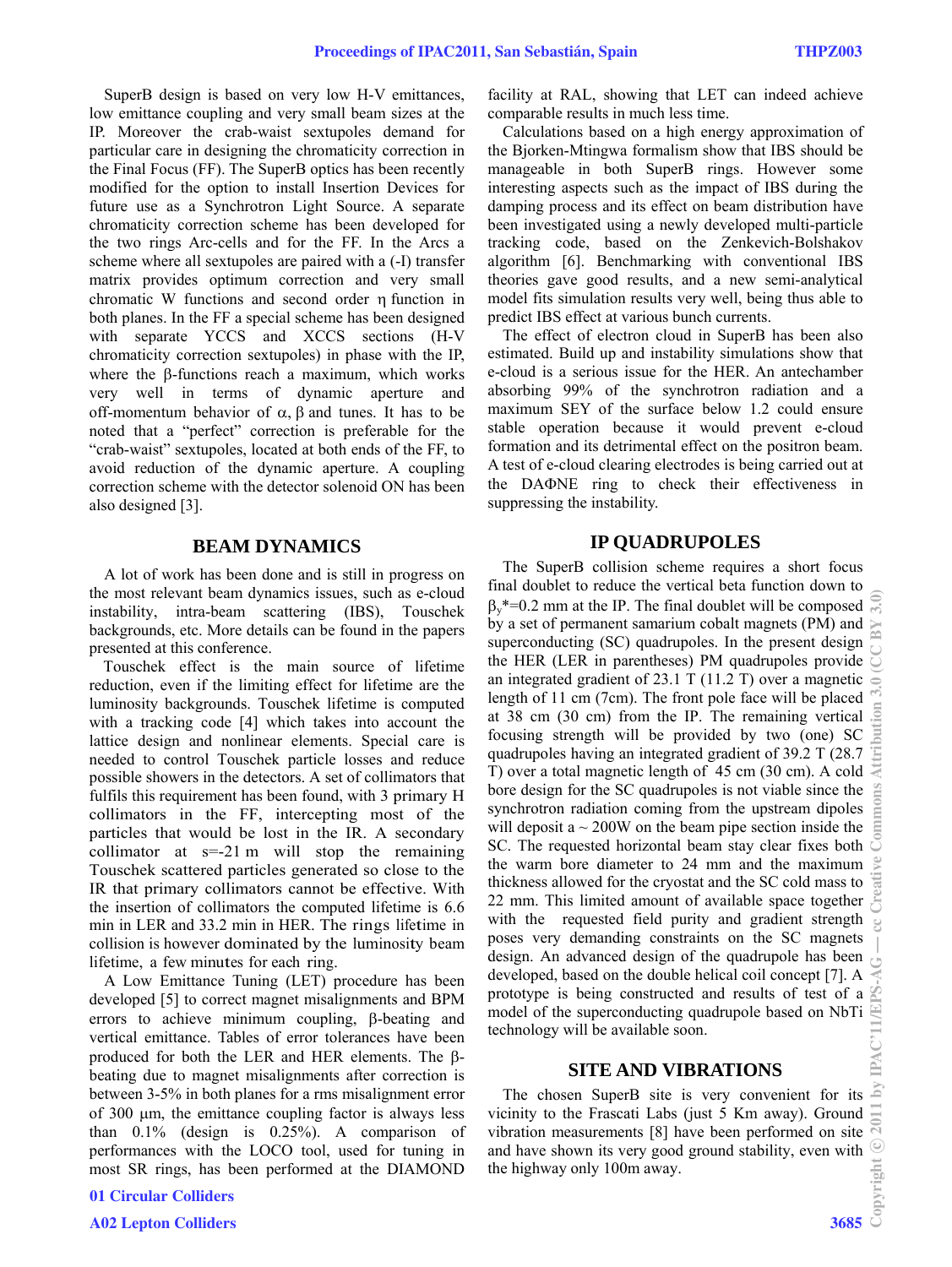SuperB design is based on very low H-V emittances, low emittance coupling and very small beam sizes at the IP. Moreover the crab-waist sextupoles demand for particular care in designing the chromaticity correction in the Final Focus (FF). The SuperB optics has been recently modified for the option to install Insertion Devices for future use as a Synchrotron Light Source. A separate chromaticity correction scheme has been developed for the two rings Arc-cells and for the FF. In the Arcs a scheme where all sextupoles are paired with a (-I) transfer matrix provides optimum correction and very small chromatic W functions and second order $\eta$ function in both planes. In the FF a special scheme has been designed with separate YCCS and XCCS sections (H-V chromaticity correction sextupoles) in phase with the IP, where the $\beta$-functions reach a maximum, which works very well in terms of dynamic aperture and off-momentum behavior of $\alpha$, $\beta$ and tunes. It has to be noted that a "perfect" correction is preferable for the "crab-waist" sextupoles, located at both ends of the FF, to avoid reduction of the dynamic aperture. A coupling correction scheme with the detector solenoid ON has been also designed [3].

## BEAM DYNAMICS

A lot of work has been done and is still in progress on the most relevant beam dynamics issues, such as e-cloud instability, intra-beam scattering (IBS), Touschek backgrounds, etc. More details can be found in the papers presented at this conference.

Touschek effect is the main source of lifetime reduction, even if the limiting effect for lifetime are the luminosity backgrounds. Touschek lifetime is computed with a tracking code [4] which takes into account the lattice design and nonlinear elements. Special care is needed to control Touschek particle losses and reduce possible showers in the detectors. A set of collimators that fulfils this requirement has been found, with 3 primary H collimators in the FF, intercepting most of the particles that would be lost in the IR. A secondary collimator at s=-21 m will stop the remaining Touschek scattered particles generated so close to the IR that primary collimators cannot be effective. With the insertion of collimators the computed lifetime is 6.6 min in LER and 33.2 min in HER. The rings lifetime in collision is however dominated by the luminosity beam lifetime, a few minutes for each ring.

A Low Emittance Tuning (LET) procedure has been developed [5] to correct magnet misalignments and BPM errors to achieve minimum coupling, $\beta$-beating and vertical emittance. Tables of error tolerances have been produced for both the LER and HER elements. The $\beta$-beating due to magnet misalignments after correction is between 3-5% in both planes for a rms misalignment error of 300 µm, the emittance coupling factor is always less than 0.1% (design is 0.25%). A comparison of performances with the LOCO tool, used for tuning in most SR rings, has been performed at the DIAMOND facility at RAL, showing that LET can indeed achieve comparable results in much less time.

Calculations based on a high energy approximation of the Bjorken-Mtingwa formalism show that IBS should be manageable in both SuperB rings. However some interesting aspects such as the impact of IBS during the damping process and its effect on beam distribution have been investigated using a newly developed multi-particle tracking code, based on the Zenkevich-Bolshakov algorithm [6]. Benchmarking with conventional IBS theories gave good results, and a new semi-analytical model fits simulation results very well, being thus able to predict IBS effect at various bunch currents.

The effect of electron cloud in SuperB has been also estimated. Build up and instability simulations show that e-cloud is a serious issue for the HER. An antechamber absorbing 99% of the synchrotron radiation and a maximum SEY of the surface below 1.2 could ensure stable operation because it would prevent e-cloud formation and its detrimental effect on the positron beam. A test of e-cloud clearing electrodes is being carried out at the DAΦNE ring to check their effectiveness in suppressing the instability.

## IP QUADRUPOLES

The SuperB collision scheme requires a short focus final doublet to reduce the vertical beta function down to $\beta_y$*=0.2 mm at the IP. The final doublet will be composed by a set of permanent samarium cobalt magnets (PM) and superconducting (SC) quadrupoles. In the present design the HER (LER in parentheses) PM quadrupoles provide an integrated gradient of 23.1 T (11.2 T) over a magnetic length of 11 cm (7cm). The front pole face will be placed at 38 cm (30 cm) from the IP. The remaining vertical focusing strength will be provided by two (one) SC quadrupoles having an integrated gradient of 39.2 T (28.7 T) over a total magnetic length of 45 cm (30 cm). A cold bore design for the SC quadrupoles is not viable since the synchrotron radiation coming from the upstream dipoles will deposit a ~ 200W on the beam pipe section inside the SC. The requested horizontal beam stay clear fixes both the warm bore diameter to 24 mm and the maximum thickness allowed for the cryostat and the SC cold mass to 22 mm. This limited amount of available space together with the requested field purity and gradient strength poses very demanding constraints on the SC magnets design. An advanced design of the quadrupole has been developed, based on the double helical coil concept [7]. A prototype is being constructed and results of test of a model of the superconducting quadrupole based on NbTi technology will be available soon.

## SITE AND VIBRATIONS

The chosen SuperB site is very convenient for its vicinity to the Frascati Labs (just 5 Km away). Ground vibration measurements [8] have been performed on site and have shown its very good ground stability, even with the highway only 100m away.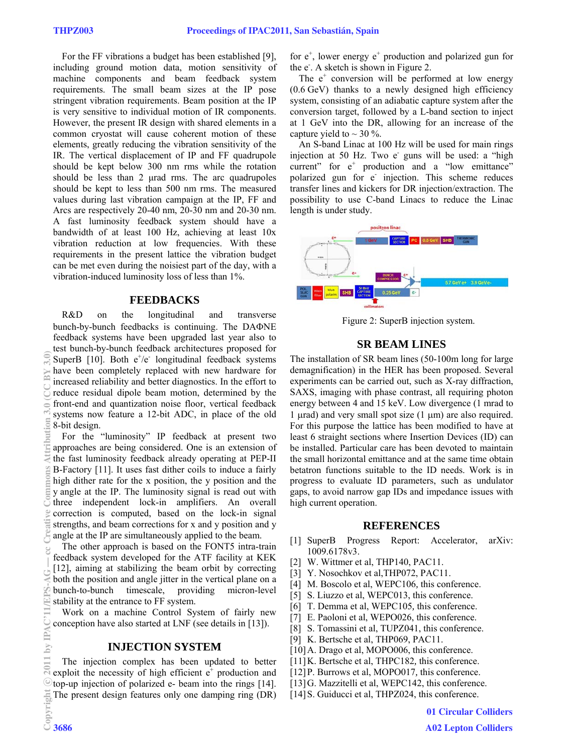For the FF vibrations a budget has been established [9], including ground motion data, motion sensitivity of machine components and beam feedback system requirements. The small beam sizes at the IP pose stringent vibration requirements. Beam position at the IP is very sensitive to individual motion of IR components. However, the present IR design with shared elements in a common cryostat will cause coherent motion of these elements, greatly reducing the vibration sensitivity of the IR. The vertical displacement of IP and FF quadrupole should be kept below 300 nm rms while the rotation should be less than 2 μrad rms. The arc quadrupoles should be kept to less than 500 nm rms. The measured values during last vibration campaign at the IP, FF and Arcs are respectively 20-40 nm, 20-30 nm and 20-30 nm. A fast luminosity feedback system should have a bandwidth of at least 100 Hz, achieving at least 10x vibration reduction at low frequencies. With these requirements in the present lattice the vibration budget can be met even during the noisiest part of the day, with a vibration-induced luminosity loss of less than 1%.

## FEEDBACKS

R&D on the longitudinal and transverse bunch-by-bunch feedbacks is continuing. The DAΦNE feedback systems have been upgraded last year also to test bunch-by-bunch feedback architectures proposed for SuperB [10]. Both $e^+/e^-$ longitudinal feedback systems have been completely replaced with new hardware for increased reliability and better diagnostics. In the effort to reduce residual dipole beam motion, determined by the front-end and quantization noise floor, vertical feedback systems now feature a 12-bit ADC, in place of the old 8-bit design.

For the "luminosity" IP feedback at present two approaches are being considered. One is an extension of the fast luminosity feedback already operating at PEP-II B-Factory [11]. It uses fast dither coils to induce a fairly high dither rate for the x position, the y position and the y angle at the IP. The luminosity signal is read out with three independent lock-in amplifiers. An overall correction is computed, based on the lock-in signal strengths, and beam corrections for x and y position and y angle at the IP are simultaneously applied to the beam.

The other approach is based on the FONT5 intra-train feedback system developed for the ATF facility at KEK [12], aiming at stabilizing the beam orbit by correcting both the position and angle jitter in the vertical plane on a bunch-to-bunch timescale, providing micron-level stability at the entrance to FF system.

Work on a machine Control System of fairly new conception have also started at LNF (see details in [13]).

## INJECTION SYSTEM

The injection complex has been updated to better exploit the necessity of high efficient $e^+$ production and top-up injection of polarized e- beam into the rings [14]. The present design features only one damping ring (DR) for $e^+$, lower energy $e^+$ production and polarized gun for the $e^-$. A sketch is shown in Figure 2.

The $e^+$ conversion will be performed at low energy (0.6 GeV) thanks to a newly designed high efficiency system, consisting of an adiabatic capture system after the conversion target, followed by a L-band section to inject at 1 GeV into the DR, allowing for an increase of the capture yield to ~ 30 %.

An S-band Linac at 100 Hz will be used for main rings injection at 50 Hz. Two $e^-$ guns will be used: a "high current" for $e^+$ production and a "low emittance" polarized gun for $e^-$ injection. This scheme reduces transfer lines and kickers for DR injection/extraction. The possibility to use C-band Linacs to reduce the Linac length is under study.

positron linac
e+
1 GeV
CAPTURE SECTION
PC
0.6 GeV
SHB
THERMIONIC GUN
e+
BUNCH COMPRESSOR
e+
5.7 GeV e+ 3.9 GeVe-
POL SLAC GUN
Wien filter
Mott polarim.
SHB
50 MeV CAPTURE SECTION
0.25 GeV
e-
collimators

Figure 2: SuperB injection system.

## SR BEAM LINES

The installation of SR beam lines (50-100m long for large demagnification) in the HER has been proposed. Several experiments can be carried out, such as X-ray diffraction, SAXS, imaging with phase contrast, all requiring photon energy between 4 and 15 keV. Low divergence (1 mrad to 1 μrad) and very small spot size (1 μm) are also required. For this purpose the lattice has been modified to have at least 6 straight sections where Insertion Devices (ID) can be installed. Particular care has been devoted to maintain the small horizontal emittance and at the same time obtain betatron functions suitable to the ID needs. Work is in progress to evaluate ID parameters, such as undulator gaps, to avoid narrow gap IDs and impedance issues with high current operation.

## REFERENCES

[1] SuperB Progress Report: Accelerator, arXiv: 1009.6178v3.
[2] W. Wittmer et al, THP140, PAC11.
[3] Y. Nosochkov et al,THP072, PAC11.
[4] M. Boscolo et al, WEPC106, this conference.
[5] S. Liuzzo et al, WEPC013, this conference.
[6] T. Demma et al, WEPC105, this conference.
[7] E. Paoloni et al, WEPO026, this conference.
[8] S. Tomassini et al, TUPZ041, this conference.
[9] K. Bertsche et al, THP069, PAC11.
[10] A. Drago et al, MOPO006, this conference.
[11] K. Bertsche et al, THPC182, this conference.
[12] P. Burrows et al, MOPO017, this conference.
[13] G. Mazzitelli et al, WEPC142, this conference.
[14] S. Guiducci et al, THPZ024, this conference.